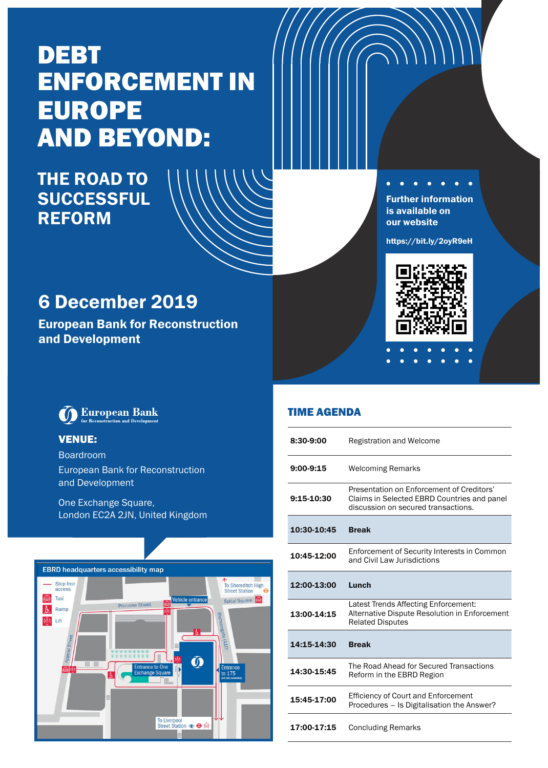# DEBT ENFORCEMENT IN EUROPE AND BEYOND:

## THE ROAD TO SUCCESSFUL REFORM

## 6 December 2019

**European Bank for Reconstruction and Development**

**Further information is available on our website**

**https://bit.ly/2oyR9eH**

European Bank for Reconstruction and Development

**VENUE:**

Boardroom

European Bank for Reconstruction and Development

One Exchange Square,
London EC2A 2JN, United Kingdom

EBRD headquarters accessibility map

Step free access
Taxi
Ramp
Lift

Primrose Street · Vehicle entrance · Spital Square · To Shoreditch High Street Station · Appold Street · Bishopsgate (A10) · Entrance to One Exchange Square · Entrance to 175 · To Liverpool Street Station

## TIME AGENDA

| | |
|---|---|
| **8:30-9:00** | Registration and Welcome |
| **9:00-9:15** | Welcoming Remarks |
| **9:15-10:30** | Presentation on Enforcement of Creditors' Claims in Selected EBRD Countries and panel discussion on secured transactions. |
| **10:30-10:45** | **Break** |
| **10:45-12:00** | Enforcement of Security Interests in Common and Civil Law Jurisdictions |
| **12:00-13:00** | **Lunch** |
| **13:00-14:15** | Latest Trends Affecting Enforcement: Alternative Dispute Resolution in Enforcement Related Disputes |
| **14:15-14:30** | **Break** |
| **14:30-15:45** | The Road Ahead for Secured Transactions Reform in the EBRD Region |
| **15:45-17:00** | Efficiency of Court and Enforcement Procedures – Is Digitalisation the Answer? |
| **17:00-17:15** | Concluding Remarks |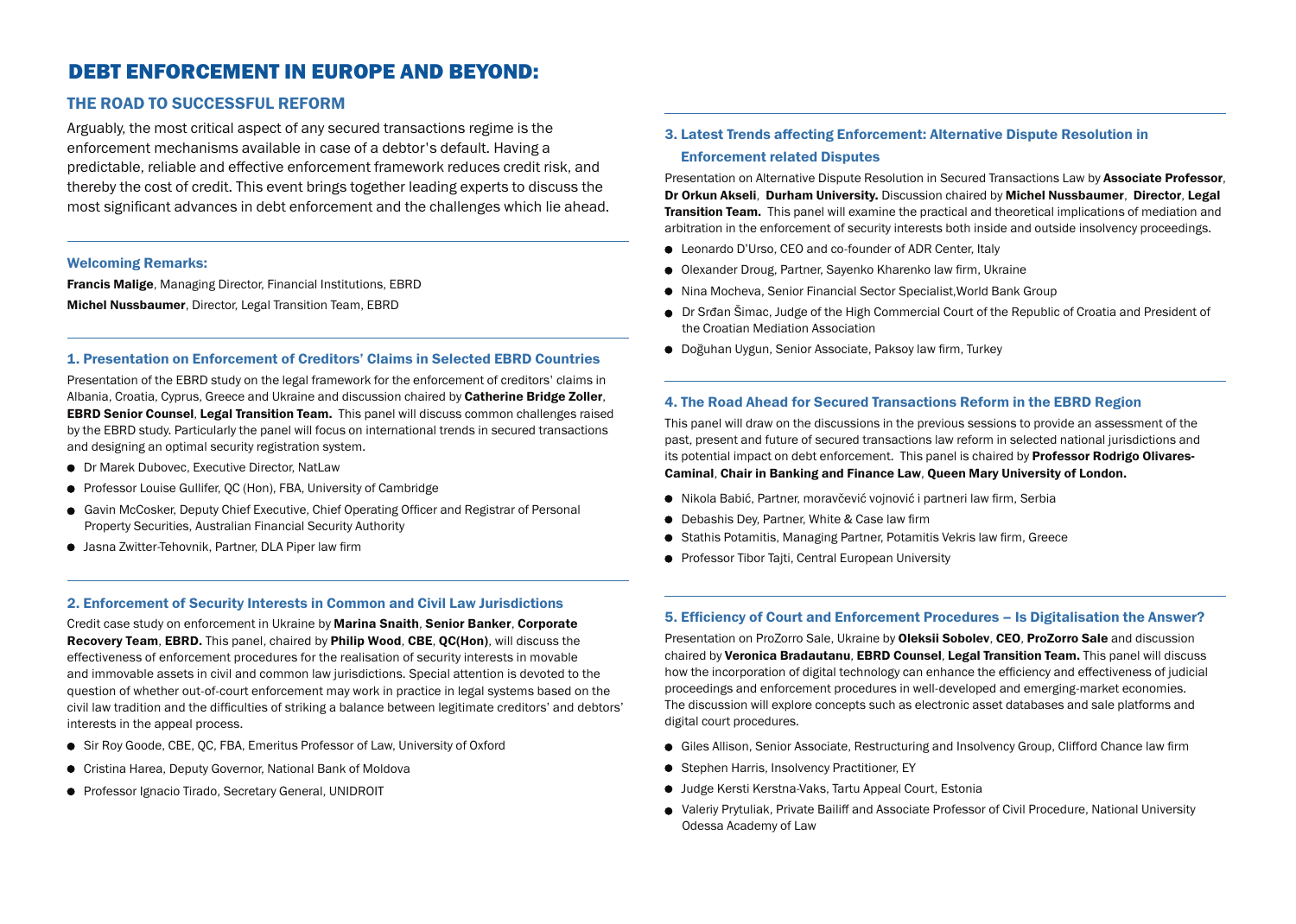# DEBT ENFORCEMENT IN EUROPE AND BEYOND:

## THE ROAD TO SUCCESSFUL REFORM

Arguably, the most critical aspect of any secured transactions regime is the enforcement mechanisms available in case of a debtor's default. Having a predictable, reliable and effective enforcement framework reduces credit risk, and thereby the cost of credit. This event brings together leading experts to discuss the most significant advances in debt enforcement and the challenges which lie ahead.

### Welcoming Remarks:

**Francis Malige**, Managing Director, Financial Institutions, EBRD
**Michel Nussbaumer**, Director, Legal Transition Team, EBRD

### 1. Presentation on Enforcement of Creditors' Claims in Selected EBRD Countries

Presentation of the EBRD study on the legal framework for the enforcement of creditors' claims in Albania, Croatia, Cyprus, Greece and Ukraine and discussion chaired by **Catherine Bridge Zoller**, **EBRD Senior Counsel**, **Legal Transition Team.** This panel will discuss common challenges raised by the EBRD study. Particularly the panel will focus on international trends in secured transactions and designing an optimal security registration system.

- Dr Marek Dubovec, Executive Director, NatLaw
- Professor Louise Gullifer, QC (Hon), FBA, University of Cambridge
- Gavin McCosker, Deputy Chief Executive, Chief Operating Officer and Registrar of Personal Property Securities, Australian Financial Security Authority
- Jasna Zwitter-Tehovnik, Partner, DLA Piper law firm

### 2. Enforcement of Security Interests in Common and Civil Law Jurisdictions

Credit case study on enforcement in Ukraine by **Marina Snaith**, **Senior Banker**, **Corporate Recovery Team**, **EBRD.** This panel, chaired by **Philip Wood**, **CBE**, **QC(Hon)**, will discuss the effectiveness of enforcement procedures for the realisation of security interests in movable and immovable assets in civil and common law jurisdictions. Special attention is devoted to the question of whether out-of-court enforcement may work in practice in legal systems based on the civil law tradition and the difficulties of striking a balance between legitimate creditors' and debtors' interests in the appeal process.

- Sir Roy Goode, CBE, QC, FBA, Emeritus Professor of Law, University of Oxford
- Cristina Harea, Deputy Governor, National Bank of Moldova
- Professor Ignacio Tirado, Secretary General, UNIDROIT

### 3. Latest Trends affecting Enforcement: Alternative Dispute Resolution in Enforcement related Disputes

Presentation on Alternative Dispute Resolution in Secured Transactions Law by **Associate Professor**, **Dr Orkun Akseli**, **Durham University.** Discussion chaired by **Michel Nussbaumer**, **Director**, **Legal Transition Team.** This panel will examine the practical and theoretical implications of mediation and arbitration in the enforcement of security interests both inside and outside insolvency proceedings.

- Leonardo D'Urso, CEO and co-founder of ADR Center, Italy
- Olexander Droug, Partner, Sayenko Kharenko law firm, Ukraine
- Nina Mocheva, Senior Financial Sector Specialist,World Bank Group
- Dr Srđan Šimac, Judge of the High Commercial Court of the Republic of Croatia and President of the Croatian Mediation Association
- Doğuhan Uygun, Senior Associate, Paksoy law firm, Turkey

### 4. The Road Ahead for Secured Transactions Reform in the EBRD Region

This panel will draw on the discussions in the previous sessions to provide an assessment of the past, present and future of secured transactions law reform in selected national jurisdictions and its potential impact on debt enforcement. This panel is chaired by **Professor Rodrigo Olivares-Caminal**, **Chair in Banking and Finance Law**, **Queen Mary University of London.**

- Nikola Babić, Partner, moravčević vojnović i partneri law firm, Serbia
- Debashis Dey, Partner, White & Case law firm
- Stathis Potamitis, Managing Partner, Potamitis Vekris law firm, Greece
- Professor Tibor Tajti, Central European University

### 5. Efficiency of Court and Enforcement Procedures – Is Digitalisation the Answer?

Presentation on ProZorro Sale, Ukraine by **Oleksii Sobolev**, **CEO**, **ProZorro Sale** and discussion chaired by **Veronica Bradautanu**, **EBRD Counsel**, **Legal Transition Team.** This panel will discuss how the incorporation of digital technology can enhance the efficiency and effectiveness of judicial proceedings and enforcement procedures in well-developed and emerging-market economies. The discussion will explore concepts such as electronic asset databases and sale platforms and digital court procedures.

- Giles Allison, Senior Associate, Restructuring and Insolvency Group, Clifford Chance law firm
- Stephen Harris, Insolvency Practitioner, EY
- Judge Kersti Kerstna-Vaks, Tartu Appeal Court, Estonia
- Valeriy Prytuliak, Private Bailiff and Associate Professor of Civil Procedure, National University Odessa Academy of Law